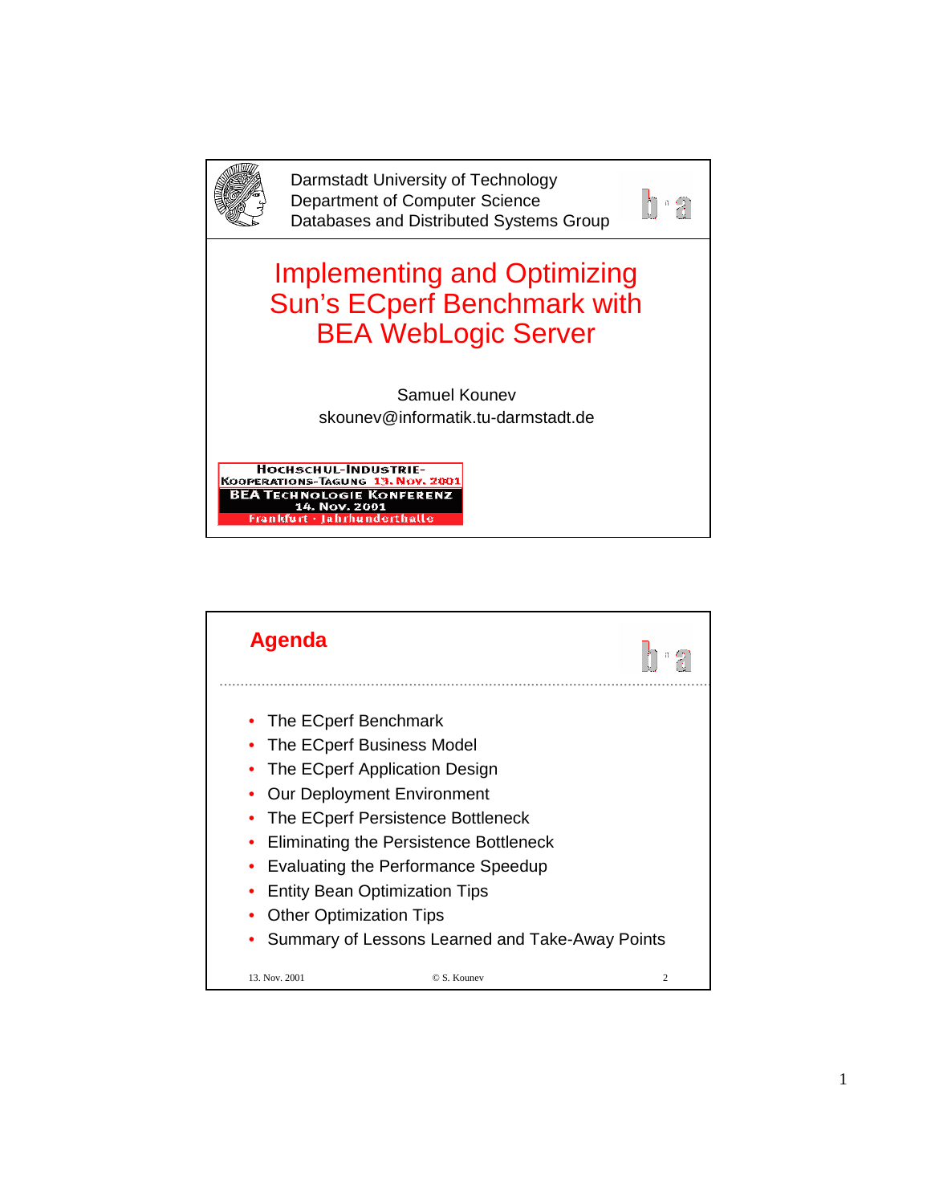Darmstadt University of Technology
Department of Computer Science
Databases and Distributed Systems Group

# Implementing and Optimizing Sun's ECperf Benchmark with BEA WebLogic Server

Samuel Kounev
skounev@informatik.tu-darmstadt.de

HOCHSCHUL-INDUSTRIE-KOOPERATIONS-TAGUNG 13. Nov. 2001
BEA TECHNOLOGIE KONFERENZ 14. Nov. 2001
Frankfurt · Jahrhunderthalle

## Agenda

- The ECperf Benchmark
- The ECperf Business Model
- The ECperf Application Design
- Our Deployment Environment
- The ECperf Persistence Bottleneck
- Eliminating the Persistence Bottleneck
- Evaluating the Performance Speedup
- Entity Bean Optimization Tips
- Other Optimization Tips
- Summary of Lessons Learned and Take-Away Points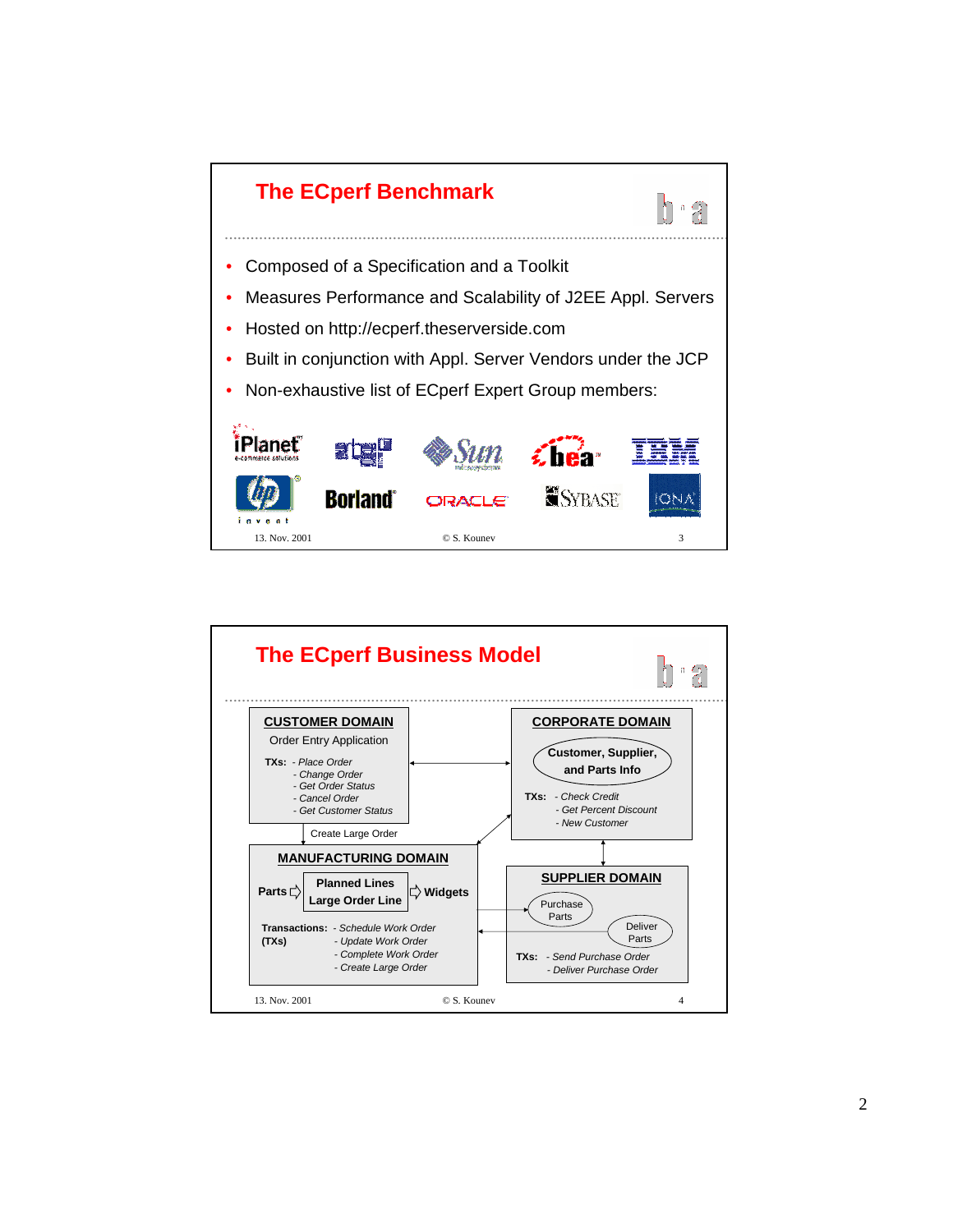## The ECperf Benchmark

- Composed of a Specification and a Toolkit
- Measures Performance and Scalability of J2EE Appl. Servers
- Hosted on http://ecperf.theserverside.com
- Built in conjunction with Appl. Server Vendors under the JCP
- Non-exhaustive list of ECperf Expert Group members:

iPlanet, ATG, Sun, bea, IBM, hp, Borland, ORACLE, SYBASE, IONA

13. Nov. 2001 © S. Kounev

## The ECperf Business Model

**CUSTOMER DOMAIN**

Order Entry Application

TXs:
- *Place Order*
- *Change Order*
- *Get Order Status*
- *Cancel Order*
- *Get Customer Status*

**CORPORATE DOMAIN**

Customer, Supplier, and Parts Info

TXs:
- *Check Credit*
- *Get Percent Discount*
- *New Customer*

Create Large Order

**MANUFACTURING DOMAIN**

Parts ⇨ Planned Lines / Large Order Line ⇨ Widgets

Transactions (TXs):
- *Schedule Work Order*
- *Update Work Order*
- *Complete Work Order*
- *Create Large Order*

**SUPPLIER DOMAIN**

Purchase Parts — Deliver Parts

TXs:
- *Send Purchase Order*
- *Deliver Purchase Order*

13. Nov. 2001 © S. Kounev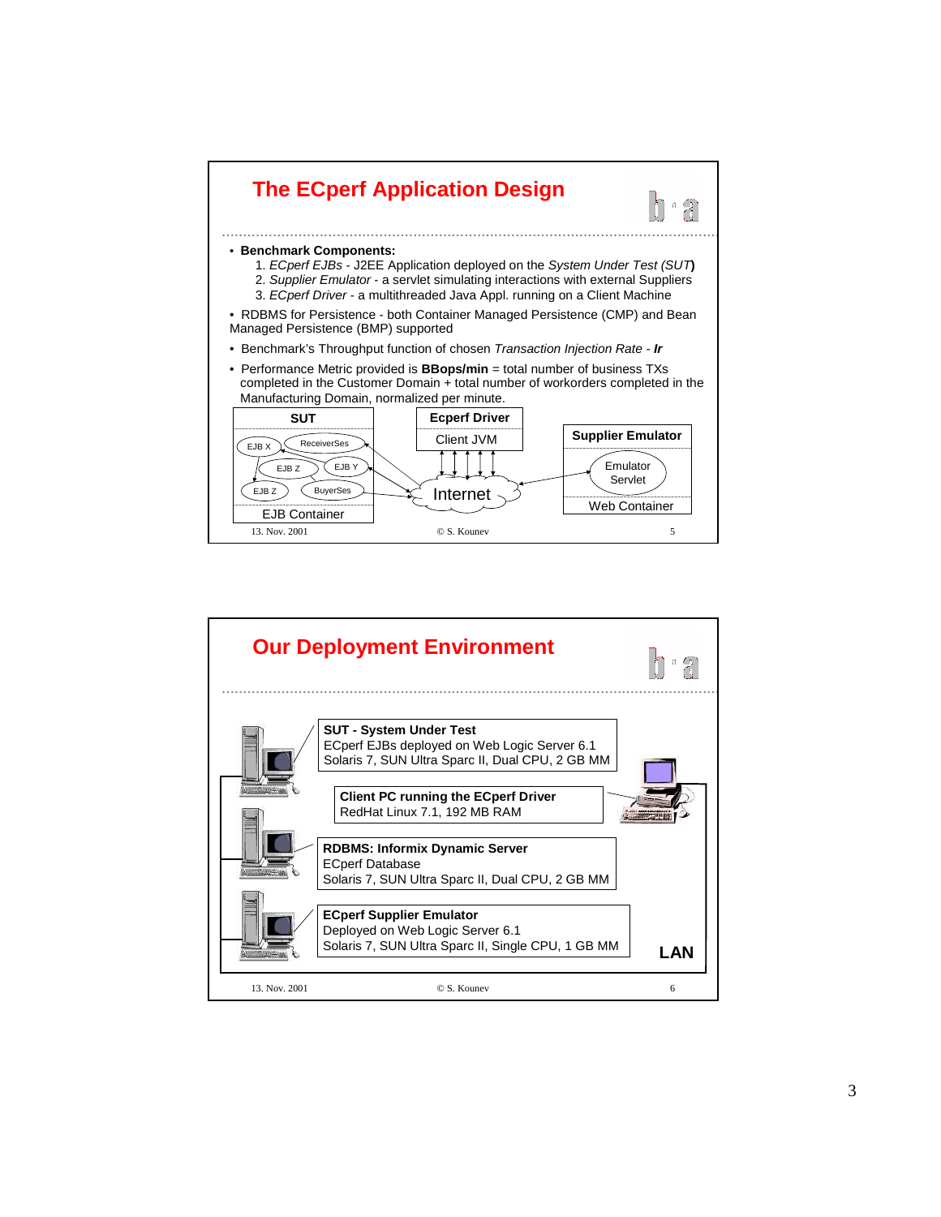## The ECperf Application Design

- **Benchmark Components:**
  1. *ECperf EJBs* - J2EE Application deployed on the *System Under Test (SUT)*
  2. *Supplier Emulator* - a servlet simulating interactions with external Suppliers
  3. *ECperf Driver* - a multithreaded Java Appl. running on a Client Machine
- RDBMS for Persistence - both Container Managed Persistence (CMP) and Bean Managed Persistence (BMP) supported
- Benchmark's Throughput function of chosen *Transaction Injection Rate* - ***Ir***
- Performance Metric provided is **BBops/min** = total number of business TXs completed in the Customer Domain + total number of workorders completed in the Manufacturing Domain, normalized per minute.

**SUT**: EJB X, ReceiverSes, EJB Z, EJB Y, EJB Z, BuyerSes — EJB Container

**Ecperf Driver**: Client JVM

Internet

**Supplier Emulator**: Emulator Servlet — Web Container

## Our Deployment Environment

**SUT - System Under Test**
ECperf EJBs deployed on Web Logic Server 6.1
Solaris 7, SUN Ultra Sparc II, Dual CPU, 2 GB MM

**Client PC running the ECperf Driver**
RedHat Linux 7.1, 192 MB RAM

**RDBMS: Informix Dynamic Server**
ECperf Database
Solaris 7, SUN Ultra Sparc II, Dual CPU, 2 GB MM

**ECperf Supplier Emulator**
Deployed on Web Logic Server 6.1
Solaris 7, SUN Ultra Sparc II, Single CPU, 1 GB MM

**LAN**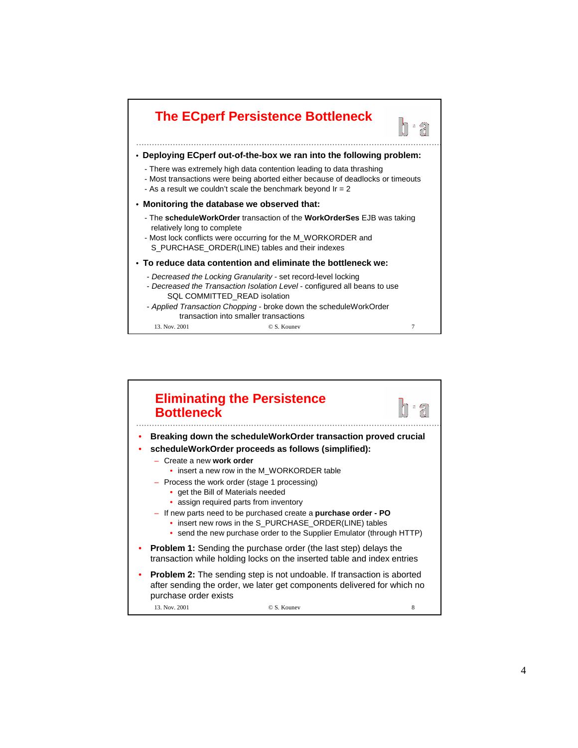## The ECperf Persistence Bottleneck

- **Deploying ECperf out-of-the-box we ran into the following problem:**
  - There was extremely high data contention leading to data thrashing
  - Most transactions were being aborted either because of deadlocks or timeouts
  - As a result we couldn't scale the benchmark beyond Ir = 2
- **Monitoring the database we observed that:**
  - The **scheduleWorkOrder** transaction of the **WorkOrderSes** EJB was taking relatively long to complete
  - Most lock conflicts were occurring for the M_WORKORDER and S_PURCHASE_ORDER(LINE) tables and their indexes
- **To reduce data contention and eliminate the bottleneck we:**
  - *Decreased the Locking Granularity* - set record-level locking
  - *Decreased the Transaction Isolation Level* - configured all beans to use SQL COMMITTED_READ isolation
  - *Applied Transaction Chopping* - broke down the scheduleWorkOrder transaction into smaller transactions

13. Nov. 2001 © S. Kounev 7

## Eliminating the Persistence Bottleneck

- **Breaking down the scheduleWorkOrder transaction proved crucial**
- **scheduleWorkOrder proceeds as follows (simplified):**
  - Create a new **work order**
    - insert a new row in the M_WORKORDER table
  - Process the work order (stage 1 processing)
    - get the Bill of Materials needed
    - assign required parts from inventory
  - If new parts need to be purchased create a **purchase order - PO**
    - insert new rows in the S_PURCHASE_ORDER(LINE) tables
    - send the new purchase order to the Supplier Emulator (through HTTP)
- **Problem 1:** Sending the purchase order (the last step) delays the transaction while holding locks on the inserted table and index entries
- **Problem 2:** The sending step is not undoable. If transaction is aborted after sending the order, we later get components delivered for which no purchase order exists

13. Nov. 2001 © S. Kounev 8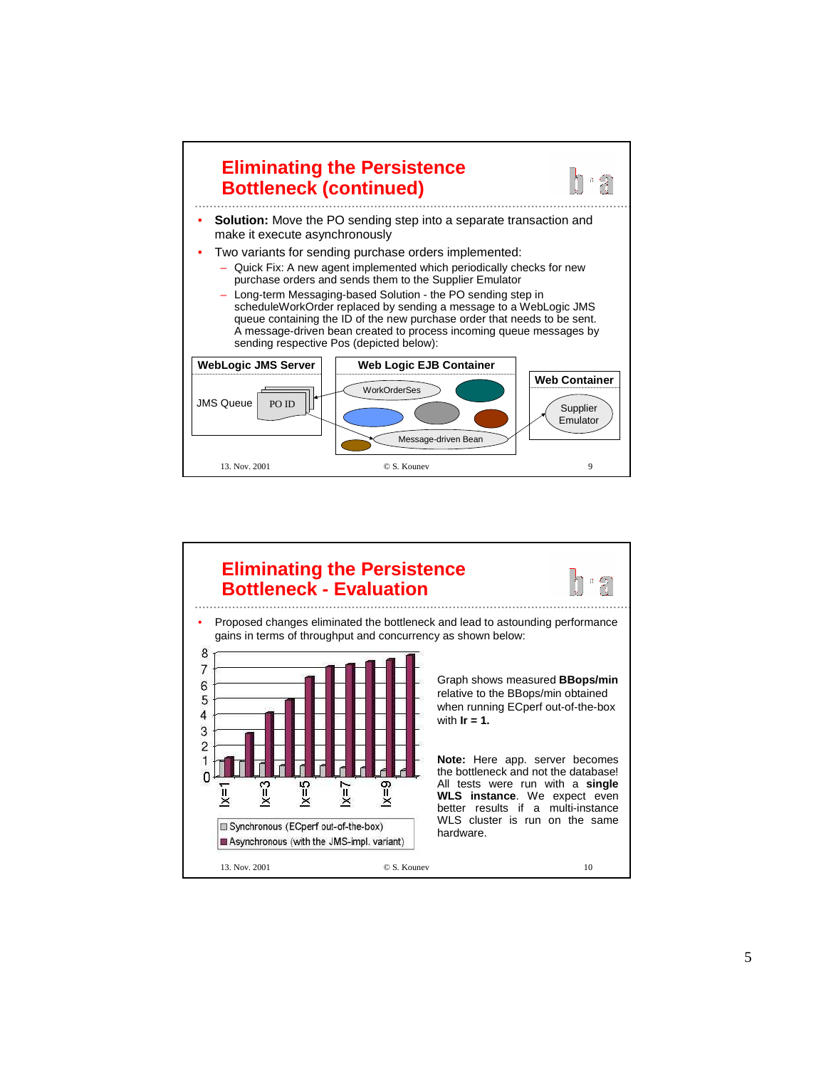## Eliminating the Persistence Bottleneck (continued)

- **Solution:** Move the PO sending step into a separate transaction and make it execute asynchronously
- Two variants for sending purchase orders implemented:
  - Quick Fix: A new agent implemented which periodically checks for new purchase orders and sends them to the Supplier Emulator
  - Long-term Messaging-based Solution - the PO sending step in scheduleWorkOrder replaced by sending a message to a WebLogic JMS queue containing the ID of the new purchase order that needs to be sent. A message-driven bean created to process incoming queue messages by sending respective Pos (depicted below):

WebLogic JMS Server — JMS Queue — PO ID

Web Logic EJB Container — WorkOrderSes — Message-driven Bean

Web Container — Supplier Emulator

13. Nov. 2001 © S. Kounev 9

## Eliminating the Persistence Bottleneck - Evaluation

- Proposed changes eliminated the bottleneck and lead to astounding performance gains in terms of throughput and concurrency as shown below:

Graph shows measured **BBops/min** relative to the BBops/min obtained when running ECperf out-of-the-box with **Ir = 1.**

**Note:** Here app. server becomes the bottleneck and not the database! All tests were run with a **single WLS instance**. We expect even better results if a multi-instance WLS cluster is run on the same hardware.

Chart legend: Synchronous (ECperf out-of-the-box); Asynchronous (with the JMS-impl. variant). X-axis: Ix=1, Ix=3, Ix=5, Ix=7, Ix=9. Y-axis: 0–8.

13. Nov. 2001 © S. Kounev 10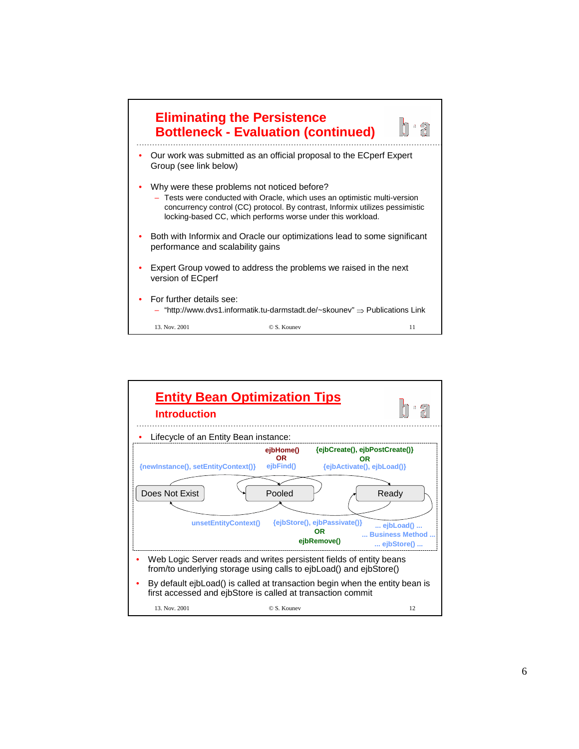## Eliminating the Persistence Bottleneck - Evaluation (continued)

- Our work was submitted as an official proposal to the ECperf Expert Group (see link below)
- Why were these problems not noticed before?
  - Tests were conducted with Oracle, which uses an optimistic multi-version concurrency control (CC) protocol. By contrast, Informix utilizes pessimistic locking-based CC, which performs worse under this workload.
- Both with Informix and Oracle our optimizations lead to some significant performance and scalability gains
- Expert Group vowed to address the problems we raised in the next version of ECperf
- For further details see:
  - "http://www.dvs1.informatik.tu-darmstadt.de/~skounev" ⇒ Publications Link

## Entity Bean Optimization Tips

### Introduction

- Lifecycle of an Entity Bean instance:

Does Not Exist → Pooled: {newInstance(), setEntityContext()}

Pooled → Pooled: ejbHome() OR ejbFind()

Pooled → Ready: {ejbCreate(), ejbPostCreate()} OR {ejbActivate(), ejbLoad()}

Pooled → Does Not Exist: unsetEntityContext()

Ready → Pooled: {ejbStore(), ejbPassivate()} OR ejbRemove()

Ready → Ready: ... ejbLoad() ... ... Business Method ... ... ejbStore() ...

- Web Logic Server reads and writes persistent fields of entity beans from/to underlying storage using calls to ejbLoad() and ejbStore()
- By default ejbLoad() is called at transaction begin when the entity bean is first accessed and ejbStore is called at transaction commit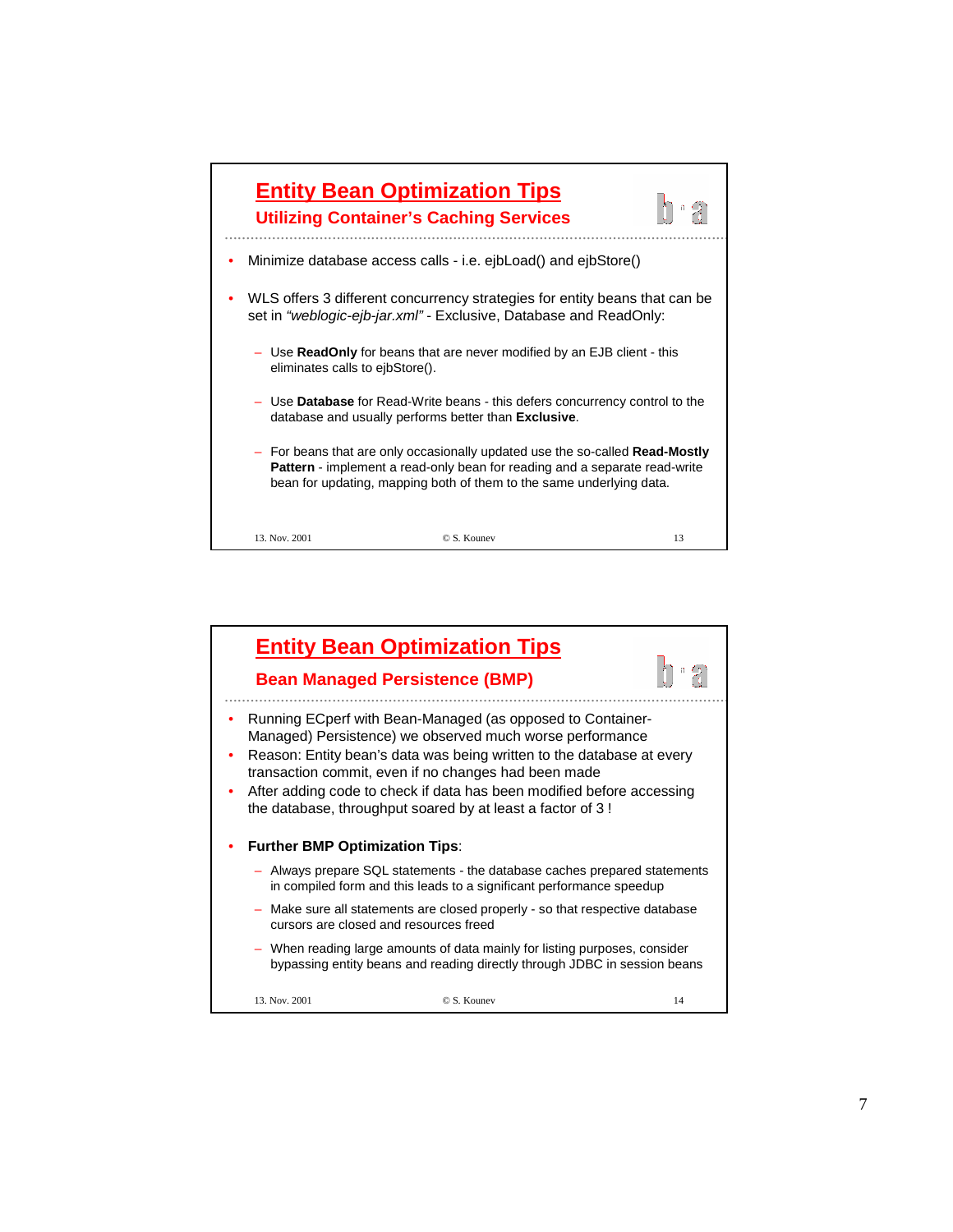## Entity Bean Optimization Tips

### Utilizing Container's Caching Services

- Minimize database access calls - i.e. ejbLoad() and ejbStore()
- WLS offers 3 different concurrency strategies for entity beans that can be set in *"weblogic-ejb-jar.xml"* - Exclusive, Database and ReadOnly:
  - Use **ReadOnly** for beans that are never modified by an EJB client - this eliminates calls to ejbStore().
  - Use **Database** for Read-Write beans - this defers concurrency control to the database and usually performs better than **Exclusive**.
  - For beans that are only occasionally updated use the so-called **Read-Mostly Pattern** - implement a read-only bean for reading and a separate read-write bean for updating, mapping both of them to the same underlying data.

13. Nov. 2001 © S. Kounev 13

## Entity Bean Optimization Tips

### Bean Managed Persistence (BMP)

- Running ECperf with Bean-Managed (as opposed to Container-Managed) Persistence) we observed much worse performance
- Reason: Entity bean's data was being written to the database at every transaction commit, even if no changes had been made
- After adding code to check if data has been modified before accessing the database, throughput soared by at least a factor of 3 !
- **Further BMP Optimization Tips**:
  - Always prepare SQL statements - the database caches prepared statements in compiled form and this leads to a significant performance speedup
  - Make sure all statements are closed properly - so that respective database cursors are closed and resources freed
  - When reading large amounts of data mainly for listing purposes, consider bypassing entity beans and reading directly through JDBC in session beans

13. Nov. 2001 © S. Kounev 14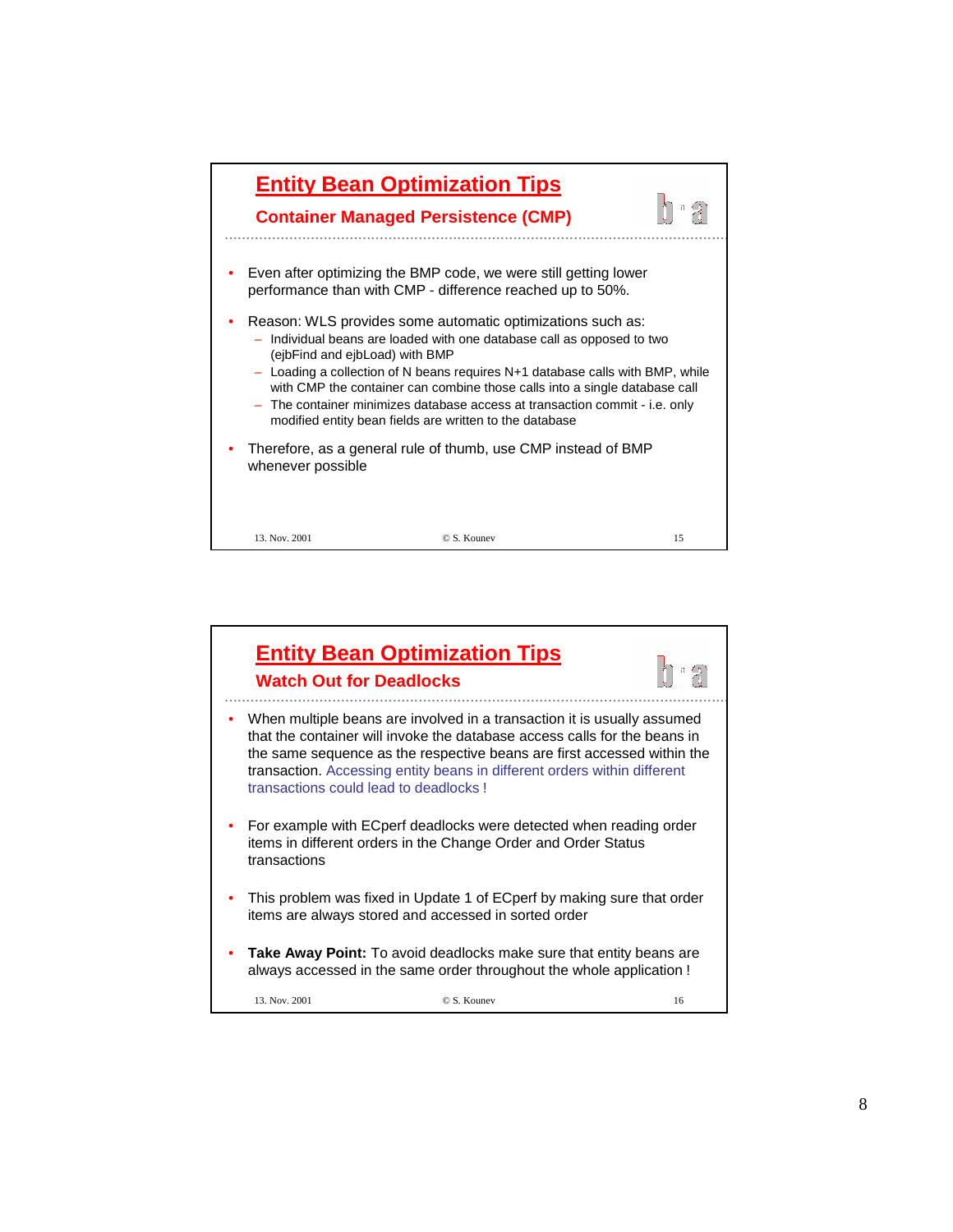## Entity Bean Optimization Tips

### Container Managed Persistence (CMP)

- Even after optimizing the BMP code, we were still getting lower performance than with CMP - difference reached up to 50%.
- Reason: WLS provides some automatic optimizations such as:
  - Individual beans are loaded with one database call as opposed to two (ejbFind and ejbLoad) with BMP
  - Loading a collection of N beans requires N+1 database calls with BMP, while with CMP the container can combine those calls into a single database call
  - The container minimizes database access at transaction commit - i.e. only modified entity bean fields are written to the database
- Therefore, as a general rule of thumb, use CMP instead of BMP whenever possible

13. Nov. 2001 © S. Kounev 15

## Entity Bean Optimization Tips

### Watch Out for Deadlocks

- When multiple beans are involved in a transaction it is usually assumed that the container will invoke the database access calls for the beans in the same sequence as the respective beans are first accessed within the transaction. Accessing entity beans in different orders within different transactions could lead to deadlocks !
- For example with ECperf deadlocks were detected when reading order items in different orders in the Change Order and Order Status transactions
- This problem was fixed in Update 1 of ECperf by making sure that order items are always stored and accessed in sorted order
- **Take Away Point:** To avoid deadlocks make sure that entity beans are always accessed in the same order throughout the whole application !

13. Nov. 2001 © S. Kounev 16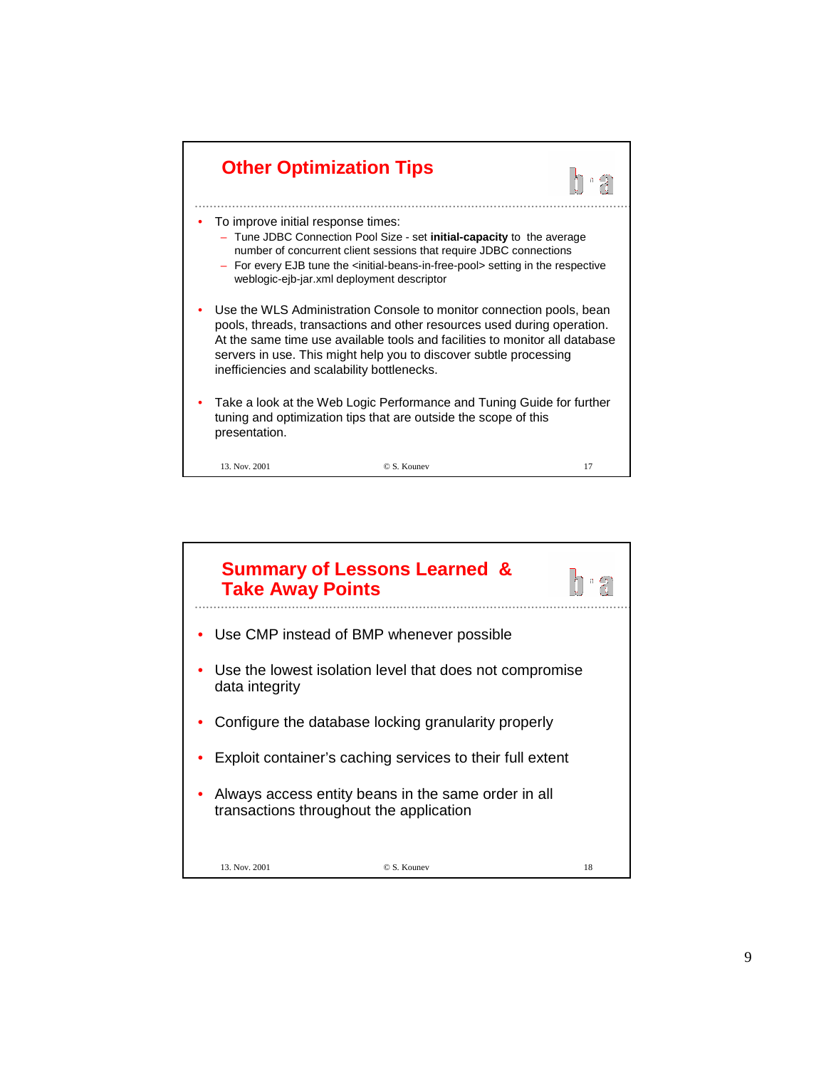## Other Optimization Tips

- To improve initial response times:
  - Tune JDBC Connection Pool Size - set **initial-capacity** to the average number of concurrent client sessions that require JDBC connections
  - For every EJB tune the <initial-beans-in-free-pool> setting in the respective weblogic-ejb-jar.xml deployment descriptor
- Use the WLS Administration Console to monitor connection pools, bean pools, threads, transactions and other resources used during operation. At the same time use available tools and facilities to monitor all database servers in use. This might help you to discover subtle processing inefficiencies and scalability bottlenecks.
- Take a look at the Web Logic Performance and Tuning Guide for further tuning and optimization tips that are outside the scope of this presentation.

## Summary of Lessons Learned & Take Away Points

- Use CMP instead of BMP whenever possible
- Use the lowest isolation level that does not compromise data integrity
- Configure the database locking granularity properly
- Exploit container's caching services to their full extent
- Always access entity beans in the same order in all transactions throughout the application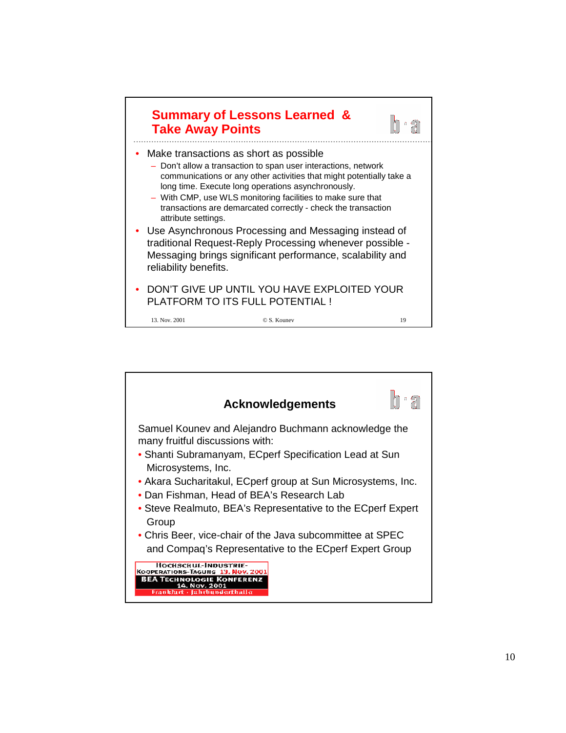## Summary of Lessons Learned & Take Away Points

- Make transactions as short as possible
  - Don't allow a transaction to span user interactions, network communications or any other activities that might potentially take a long time. Execute long operations asynchronously.
  - With CMP, use WLS monitoring facilities to make sure that transactions are demarcated correctly - check the transaction attribute settings.
- Use Asynchronous Processing and Messaging instead of traditional Request-Reply Processing whenever possible - Messaging brings significant performance, scalability and reliability benefits.
- DON'T GIVE UP UNTIL YOU HAVE EXPLOITED YOUR PLATFORM TO ITS FULL POTENTIAL !

13. Nov. 2001 © S. Kounev 19

## Acknowledgements

Samuel Kounev and Alejandro Buchmann acknowledge the many fruitful discussions with:

- Shanti Subramanyam, ECperf Specification Lead at Sun Microsystems, Inc.
- Akara Sucharitakul, ECperf group at Sun Microsystems, Inc.
- Dan Fishman, Head of BEA's Research Lab
- Steve Realmuto, BEA's Representative to the ECperf Expert Group
- Chris Beer, vice-chair of the Java subcommittee at SPEC and Compaq's Representative to the ECperf Expert Group

Hochschul-Industrie-Kooperations-Tagung 13. Nov. 2001
BEA Technologie Konferenz 14. Nov. 2001
Frankfurt · Jahrhunderthalle